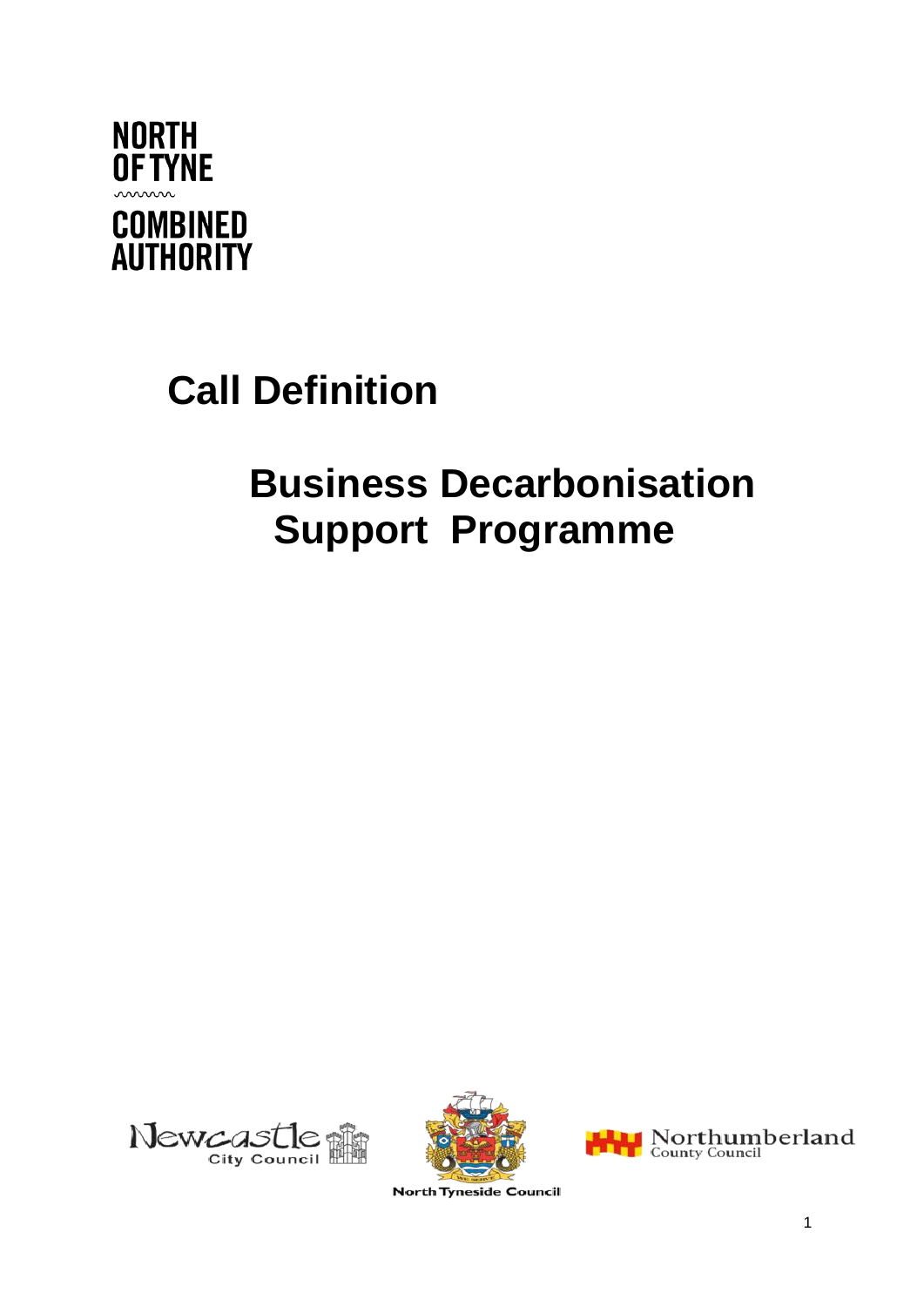NORTH OF TYNE COMBINED AUTHORITY

# Call Definition

# Business Decarbonisation Support Programme

Newcastle City Council

North Tyneside Council

Northumberland County Council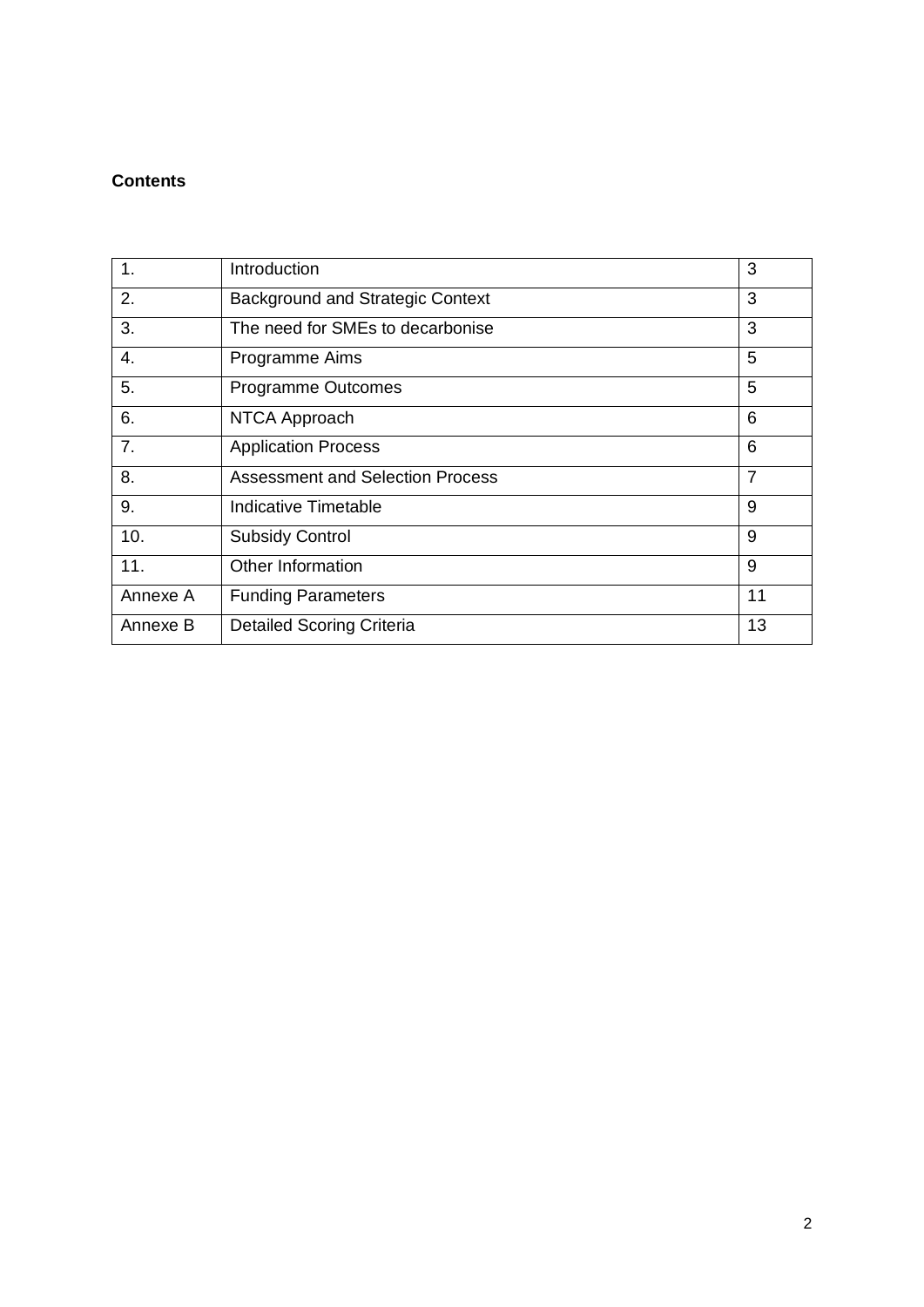**Contents**

| | | |
|---|---|---|
| 1. | Introduction | 3 |
| 2. | Background and Strategic Context | 3 |
| 3. | The need for SMEs to decarbonise | 3 |
| 4. | Programme Aims | 5 |
| 5. | Programme Outcomes | 5 |
| 6. | NTCA Approach | 6 |
| 7. | Application Process | 6 |
| 8. | Assessment and Selection Process | 7 |
| 9. | Indicative Timetable | 9 |
| 10. | Subsidy Control | 9 |
| 11. | Other Information | 9 |
| Annexe A | Funding Parameters | 11 |
| Annexe B | Detailed Scoring Criteria | 13 |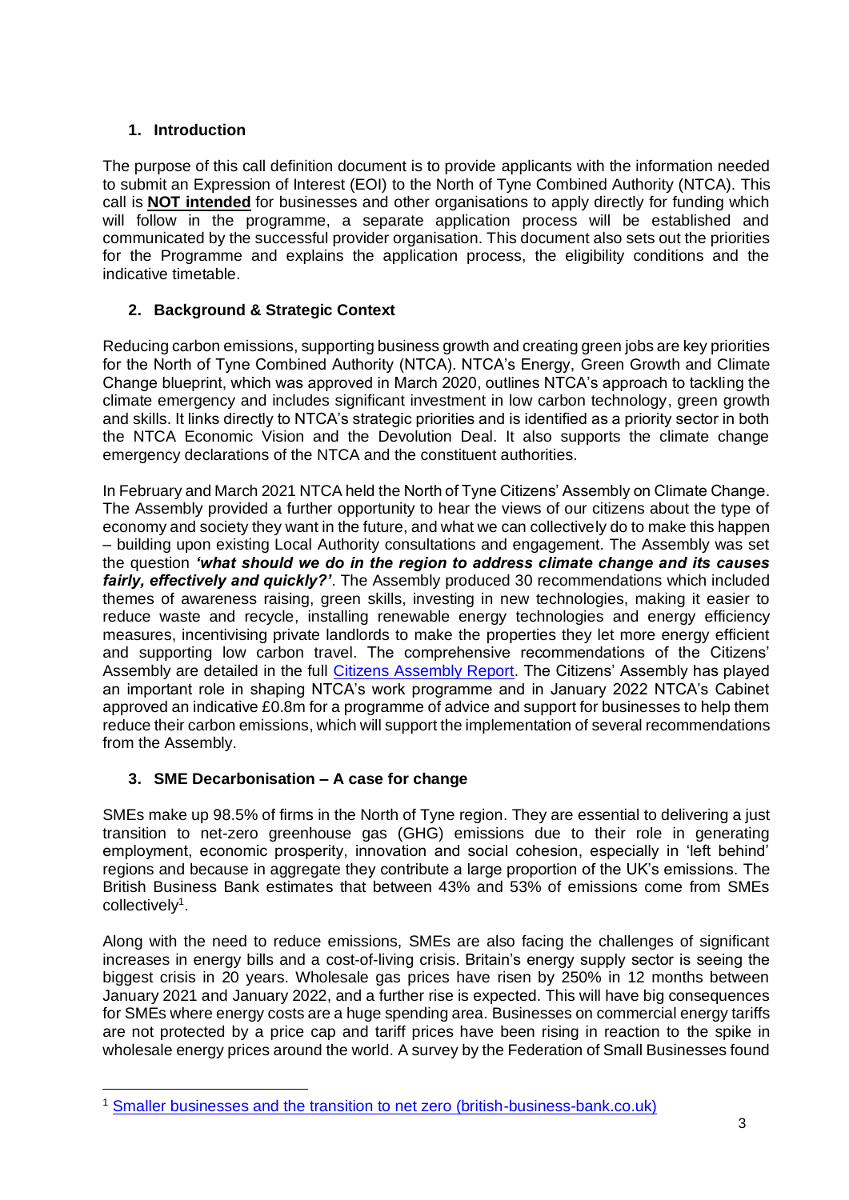## 1. Introduction

The purpose of this call definition document is to provide applicants with the information needed to submit an Expression of Interest (EOI) to the North of Tyne Combined Authority (NTCA). This call is **NOT intended** for businesses and other organisations to apply directly for funding which will follow in the programme, a separate application process will be established and communicated by the successful provider organisation. This document also sets out the priorities for the Programme and explains the application process, the eligibility conditions and the indicative timetable.

## 2. Background & Strategic Context

Reducing carbon emissions, supporting business growth and creating green jobs are key priorities for the North of Tyne Combined Authority (NTCA). NTCA's Energy, Green Growth and Climate Change blueprint, which was approved in March 2020, outlines NTCA's approach to tackling the climate emergency and includes significant investment in low carbon technology, green growth and skills. It links directly to NTCA's strategic priorities and is identified as a priority sector in both the NTCA Economic Vision and the Devolution Deal. It also supports the climate change emergency declarations of the NTCA and the constituent authorities.

In February and March 2021 NTCA held the North of Tyne Citizens' Assembly on Climate Change. The Assembly provided a further opportunity to hear the views of our citizens about the type of economy and society they want in the future, and what we can collectively do to make this happen – building upon existing Local Authority consultations and engagement. The Assembly was set the question ***'what should we do in the region to address climate change and its causes fairly, effectively and quickly?'***. The Assembly produced 30 recommendations which included themes of awareness raising, green skills, investing in new technologies, making it easier to reduce waste and recycle, installing renewable energy technologies and energy efficiency measures, incentivising private landlords to make the properties they let more energy efficient and supporting low carbon travel. The comprehensive recommendations of the Citizens' Assembly are detailed in the full [Citizens Assembly Report](). The Citizens' Assembly has played an important role in shaping NTCA's work programme and in January 2022 NTCA's Cabinet approved an indicative £0.8m for a programme of advice and support for businesses to help them reduce their carbon emissions, which will support the implementation of several recommendations from the Assembly.

## 3. SME Decarbonisation – A case for change

SMEs make up 98.5% of firms in the North of Tyne region. They are essential to delivering a just transition to net-zero greenhouse gas (GHG) emissions due to their role in generating employment, economic prosperity, innovation and social cohesion, especially in 'left behind' regions and because in aggregate they contribute a large proportion of the UK's emissions. The British Business Bank estimates that between 43% and 53% of emissions come from SMEs collectively[1].

Along with the need to reduce emissions, SMEs are also facing the challenges of significant increases in energy bills and a cost-of-living crisis. Britain's energy supply sector is seeing the biggest crisis in 20 years. Wholesale gas prices have risen by 250% in 12 months between January 2021 and January 2022, and a further rise is expected. This will have big consequences for SMEs where energy costs are a huge spending area. Businesses on commercial energy tariffs are not protected by a price cap and tariff prices have been rising in reaction to the spike in wholesale energy prices around the world. A survey by the Federation of Small Businesses found

---

[1] Smaller businesses and the transition to net zero (british-business-bank.co.uk)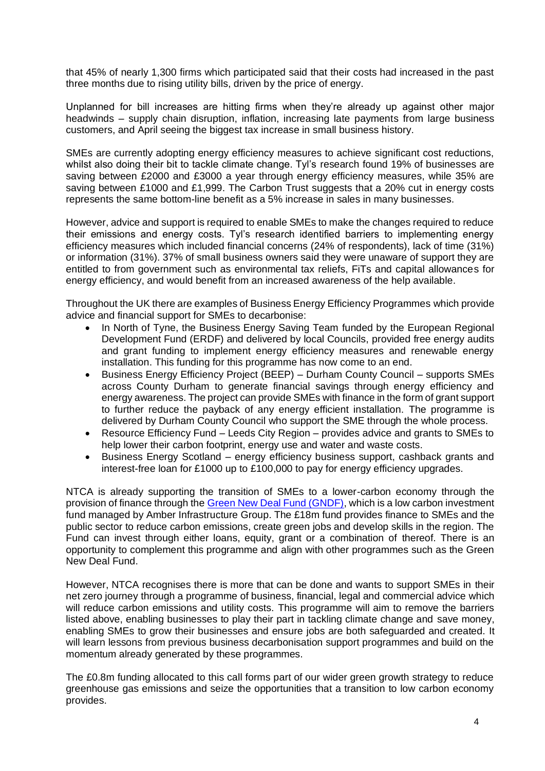that 45% of nearly 1,300 firms which participated said that their costs had increased in the past three months due to rising utility bills, driven by the price of energy.

Unplanned for bill increases are hitting firms when they're already up against other major headwinds – supply chain disruption, inflation, increasing late payments from large business customers, and April seeing the biggest tax increase in small business history.

SMEs are currently adopting energy efficiency measures to achieve significant cost reductions, whilst also doing their bit to tackle climate change. Tyl's research found 19% of businesses are saving between £2000 and £3000 a year through energy efficiency measures, while 35% are saving between £1000 and £1,999. The Carbon Trust suggests that a 20% cut in energy costs represents the same bottom-line benefit as a 5% increase in sales in many businesses.

However, advice and support is required to enable SMEs to make the changes required to reduce their emissions and energy costs. Tyl's research identified barriers to implementing energy efficiency measures which included financial concerns (24% of respondents), lack of time (31%) or information (31%). 37% of small business owners said they were unaware of support they are entitled to from government such as environmental tax reliefs, FiTs and capital allowances for energy efficiency, and would benefit from an increased awareness of the help available.

Throughout the UK there are examples of Business Energy Efficiency Programmes which provide advice and financial support for SMEs to decarbonise:

- In North of Tyne, the Business Energy Saving Team funded by the European Regional Development Fund (ERDF) and delivered by local Councils, provided free energy audits and grant funding to implement energy efficiency measures and renewable energy installation. This funding for this programme has now come to an end.
- Business Energy Efficiency Project (BEEP) – Durham County Council – supports SMEs across County Durham to generate financial savings through energy efficiency and energy awareness. The project can provide SMEs with finance in the form of grant support to further reduce the payback of any energy efficient installation. The programme is delivered by Durham County Council who support the SME through the whole process.
- Resource Efficiency Fund – Leeds City Region – provides advice and grants to SMEs to help lower their carbon footprint, energy use and water and waste costs.
- Business Energy Scotland – energy efficiency business support, cashback grants and interest-free loan for £1000 up to £100,000 to pay for energy efficiency upgrades.

NTCA is already supporting the transition of SMEs to a lower-carbon economy through the provision of finance through the Green New Deal Fund (GNDF), which is a low carbon investment fund managed by Amber Infrastructure Group. The £18m fund provides finance to SMEs and the public sector to reduce carbon emissions, create green jobs and develop skills in the region. The Fund can invest through either loans, equity, grant or a combination of thereof. There is an opportunity to complement this programme and align with other programmes such as the Green New Deal Fund.

However, NTCA recognises there is more that can be done and wants to support SMEs in their net zero journey through a programme of business, financial, legal and commercial advice which will reduce carbon emissions and utility costs. This programme will aim to remove the barriers listed above, enabling businesses to play their part in tackling climate change and save money, enabling SMEs to grow their businesses and ensure jobs are both safeguarded and created. It will learn lessons from previous business decarbonisation support programmes and build on the momentum already generated by these programmes.

The £0.8m funding allocated to this call forms part of our wider green growth strategy to reduce greenhouse gas emissions and seize the opportunities that a transition to low carbon economy provides.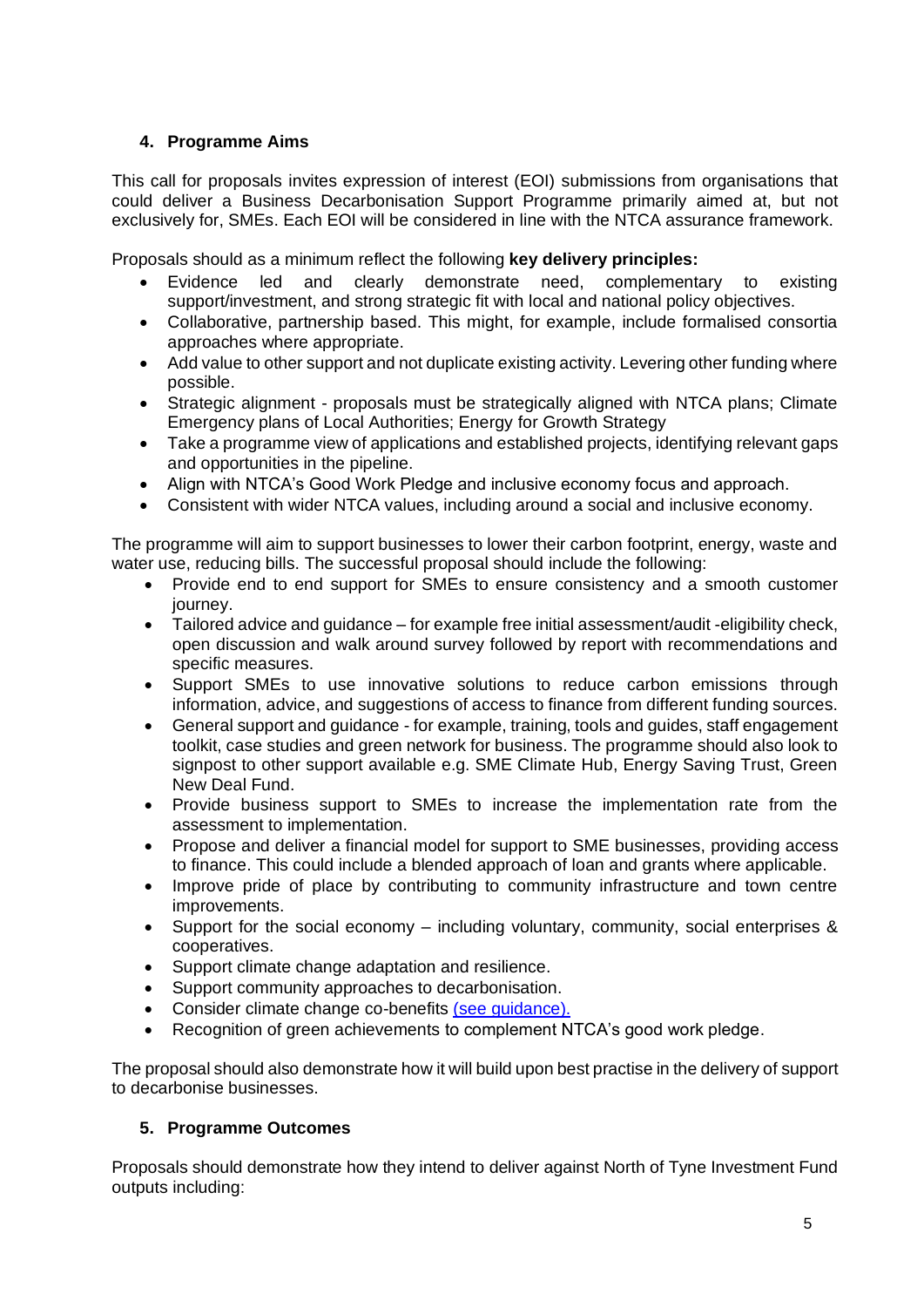## 4. Programme Aims

This call for proposals invites expression of interest (EOI) submissions from organisations that could deliver a Business Decarbonisation Support Programme primarily aimed at, but not exclusively for, SMEs. Each EOI will be considered in line with the NTCA assurance framework.

Proposals should as a minimum reflect the following **key delivery principles:**

- Evidence led and clearly demonstrate need, complementary to existing support/investment, and strong strategic fit with local and national policy objectives.
- Collaborative, partnership based. This might, for example, include formalised consortia approaches where appropriate.
- Add value to other support and not duplicate existing activity. Levering other funding where possible.
- Strategic alignment - proposals must be strategically aligned with NTCA plans; Climate Emergency plans of Local Authorities; Energy for Growth Strategy
- Take a programme view of applications and established projects, identifying relevant gaps and opportunities in the pipeline.
- Align with NTCA's Good Work Pledge and inclusive economy focus and approach.
- Consistent with wider NTCA values, including around a social and inclusive economy.

The programme will aim to support businesses to lower their carbon footprint, energy, waste and water use, reducing bills. The successful proposal should include the following:

- Provide end to end support for SMEs to ensure consistency and a smooth customer journey.
- Tailored advice and guidance – for example free initial assessment/audit -eligibility check, open discussion and walk around survey followed by report with recommendations and specific measures.
- Support SMEs to use innovative solutions to reduce carbon emissions through information, advice, and suggestions of access to finance from different funding sources.
- General support and guidance - for example, training, tools and guides, staff engagement toolkit, case studies and green network for business. The programme should also look to signpost to other support available e.g. SME Climate Hub, Energy Saving Trust, Green New Deal Fund.
- Provide business support to SMEs to increase the implementation rate from the assessment to implementation.
- Propose and deliver a financial model for support to SME businesses, providing access to finance. This could include a blended approach of loan and grants where applicable.
- Improve pride of place by contributing to community infrastructure and town centre improvements.
- Support for the social economy – including voluntary, community, social enterprises & cooperatives.
- Support climate change adaptation and resilience.
- Support community approaches to decarbonisation.
- Consider climate change co-benefits (see guidance).
- Recognition of green achievements to complement NTCA's good work pledge.

The proposal should also demonstrate how it will build upon best practise in the delivery of support to decarbonise businesses.

## 5. Programme Outcomes

Proposals should demonstrate how they intend to deliver against North of Tyne Investment Fund outputs including: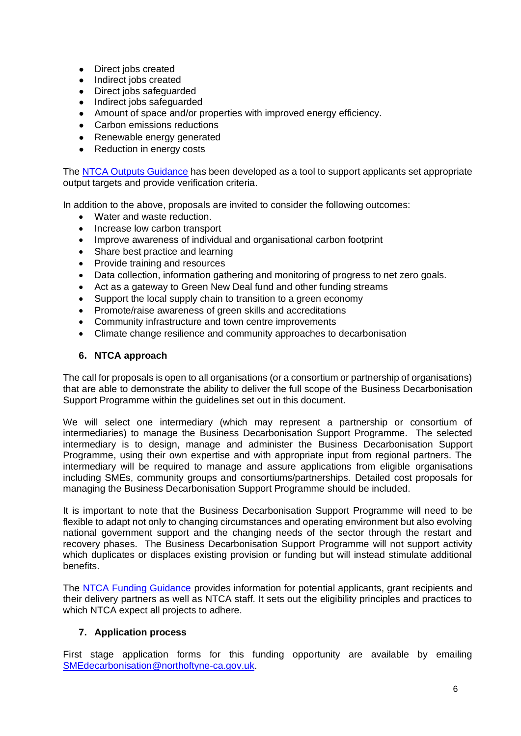- Direct jobs created
- Indirect jobs created
- Direct jobs safeguarded
- Indirect jobs safeguarded
- Amount of space and/or properties with improved energy efficiency.
- Carbon emissions reductions
- Renewable energy generated
- Reduction in energy costs

The NTCA Outputs Guidance has been developed as a tool to support applicants set appropriate output targets and provide verification criteria.

In addition to the above, proposals are invited to consider the following outcomes:

- Water and waste reduction.
- Increase low carbon transport
- Improve awareness of individual and organisational carbon footprint
- Share best practice and learning
- Provide training and resources
- Data collection, information gathering and monitoring of progress to net zero goals.
- Act as a gateway to Green New Deal fund and other funding streams
- Support the local supply chain to transition to a green economy
- Promote/raise awareness of green skills and accreditations
- Community infrastructure and town centre improvements
- Climate change resilience and community approaches to decarbonisation

## 6. NTCA approach

The call for proposals is open to all organisations (or a consortium or partnership of organisations) that are able to demonstrate the ability to deliver the full scope of the Business Decarbonisation Support Programme within the guidelines set out in this document.

We will select one intermediary (which may represent a partnership or consortium of intermediaries) to manage the Business Decarbonisation Support Programme. The selected intermediary is to design, manage and administer the Business Decarbonisation Support Programme, using their own expertise and with appropriate input from regional partners. The intermediary will be required to manage and assure applications from eligible organisations including SMEs, community groups and consortiums/partnerships. Detailed cost proposals for managing the Business Decarbonisation Support Programme should be included.

It is important to note that the Business Decarbonisation Support Programme will need to be flexible to adapt not only to changing circumstances and operating environment but also evolving national government support and the changing needs of the sector through the restart and recovery phases. The Business Decarbonisation Support Programme will not support activity which duplicates or displaces existing provision or funding but will instead stimulate additional benefits.

The NTCA Funding Guidance provides information for potential applicants, grant recipients and their delivery partners as well as NTCA staff. It sets out the eligibility principles and practices to which NTCA expect all projects to adhere.

## 7. Application process

First stage application forms for this funding opportunity are available by emailing SMEdecarbonisation@northoftyne-ca.gov.uk.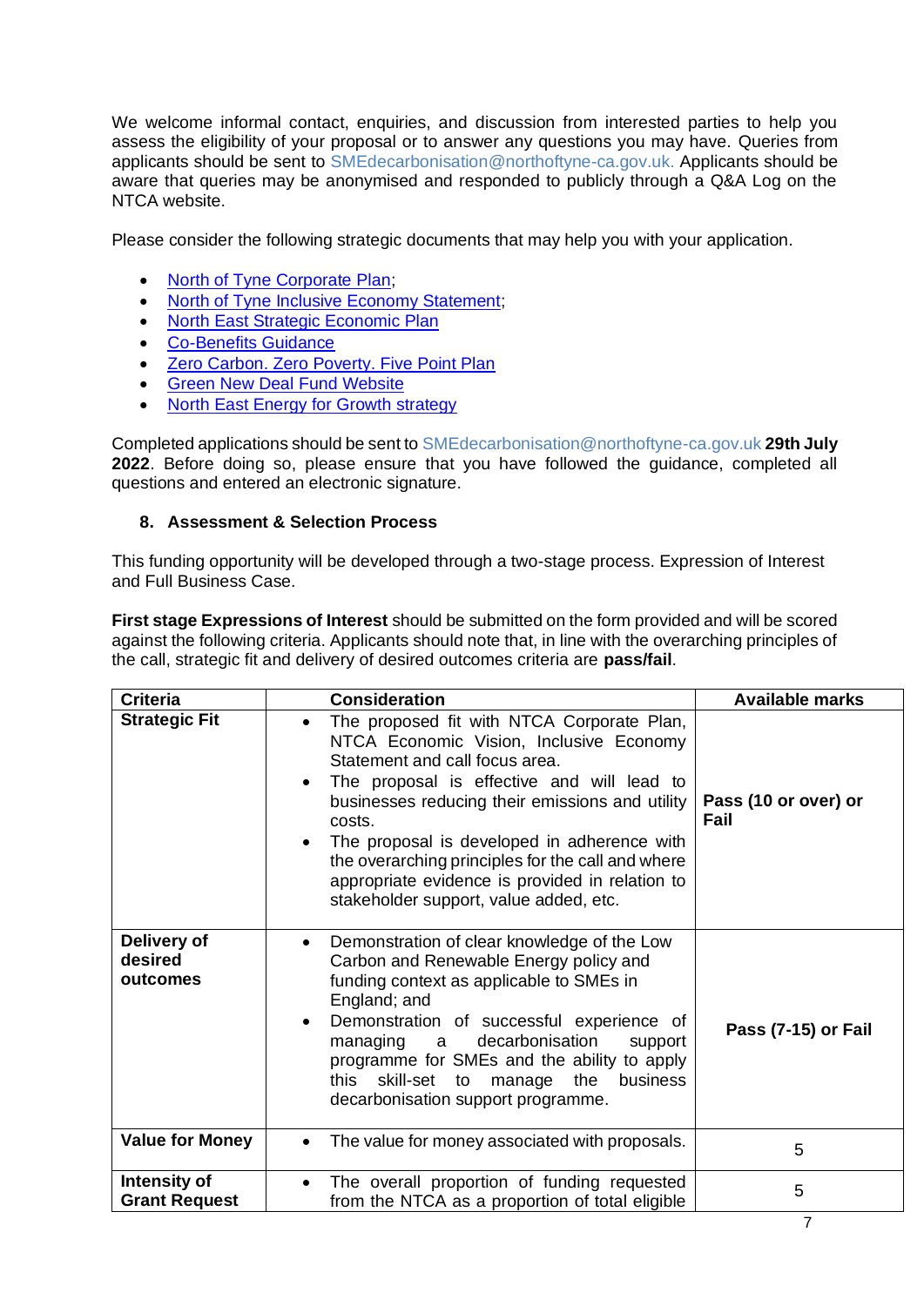We welcome informal contact, enquiries, and discussion from interested parties to help you assess the eligibility of your proposal or to answer any questions you may have. Queries from applicants should be sent to SMEdecarbonisation@northoftyne-ca.gov.uk. Applicants should be aware that queries may be anonymised and responded to publicly through a Q&A Log on the NTCA website.

Please consider the following strategic documents that may help you with your application.

- North of Tyne Corporate Plan;
- North of Tyne Inclusive Economy Statement;
- North East Strategic Economic Plan
- Co-Benefits Guidance
- Zero Carbon. Zero Poverty. Five Point Plan
- Green New Deal Fund Website
- North East Energy for Growth strategy

Completed applications should be sent to SMEdecarbonisation@northoftyne-ca.gov.uk **29th July 2022**. Before doing so, please ensure that you have followed the guidance, completed all questions and entered an electronic signature.

## 8. Assessment & Selection Process

This funding opportunity will be developed through a two-stage process. Expression of Interest and Full Business Case.

**First stage Expressions of Interest** should be submitted on the form provided and will be scored against the following criteria. Applicants should note that, in line with the overarching principles of the call, strategic fit and delivery of desired outcomes criteria are **pass/fail**.

| Criteria | Consideration | Available marks |
|---|---|---|
| **Strategic Fit** | • The proposed fit with NTCA Corporate Plan, NTCA Economic Vision, Inclusive Economy Statement and call focus area.<br>• The proposal is effective and will lead to businesses reducing their emissions and utility costs.<br>• The proposal is developed in adherence with the overarching principles for the call and where appropriate evidence is provided in relation to stakeholder support, value added, etc. | **Pass (10 or over) or Fail** |
| **Delivery of desired outcomes** | • Demonstration of clear knowledge of the Low Carbon and Renewable Energy policy and funding context as applicable to SMEs in England; and<br>• Demonstration of successful experience of managing a decarbonisation support programme for SMEs and the ability to apply this skill-set to manage the business decarbonisation support programme. | **Pass (7-15) or Fail** |
| **Value for Money** | • The value for money associated with proposals. | 5 |
| **Intensity of Grant Request** | • The overall proportion of funding requested from the NTCA as a proportion of total eligible | 5 |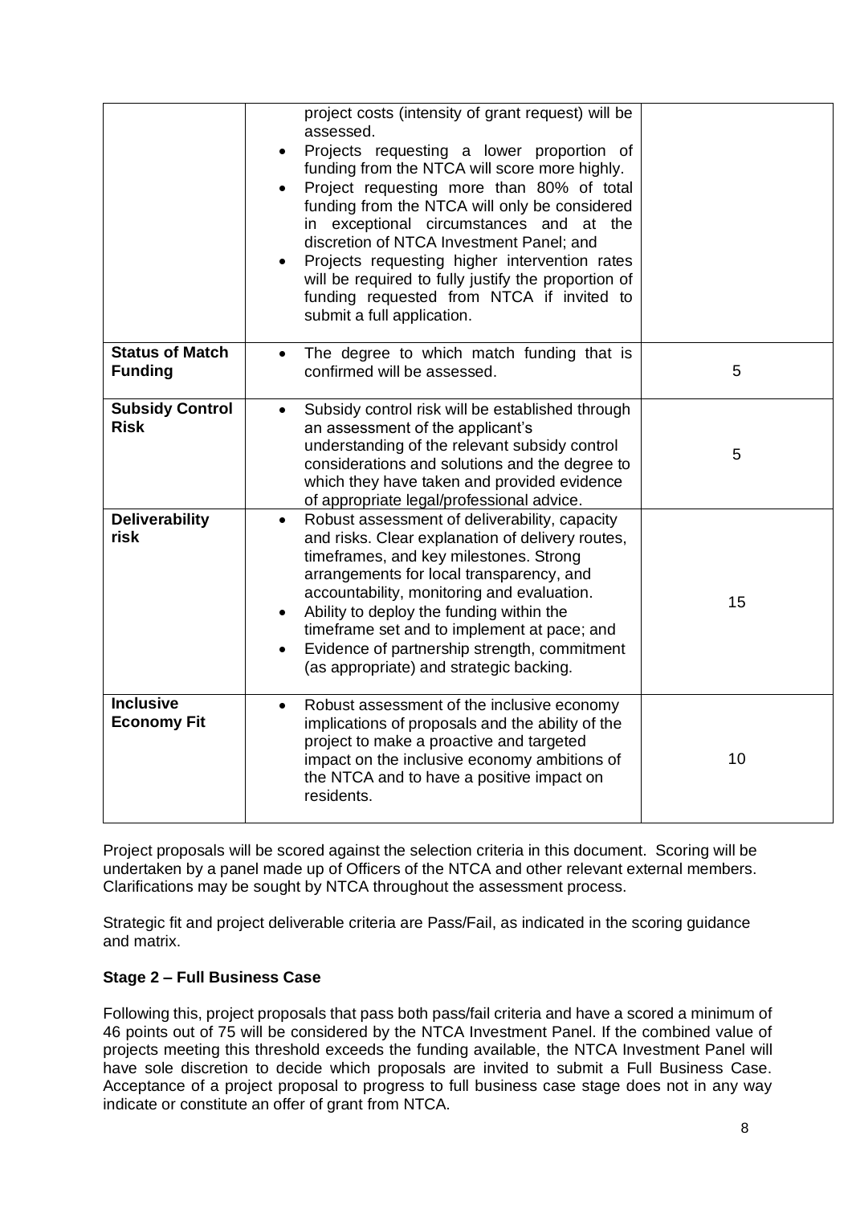| | | |
|---|---|---|
| | project costs (intensity of grant request) will be assessed.<br>• Projects requesting a lower proportion of funding from the NTCA will score more highly.<br>• Project requesting more than 80% of total funding from the NTCA will only be considered in exceptional circumstances and at the discretion of NTCA Investment Panel; and<br>• Projects requesting higher intervention rates will be required to fully justify the proportion of funding requested from NTCA if invited to submit a full application. | |
| **Status of Match Funding** | • The degree to which match funding that is confirmed will be assessed. | 5 |
| **Subsidy Control Risk** | • Subsidy control risk will be established through an assessment of the applicant's understanding of the relevant subsidy control considerations and solutions and the degree to which they have taken and provided evidence of appropriate legal/professional advice. | 5 |
| **Deliverability risk** | • Robust assessment of deliverability, capacity and risks. Clear explanation of delivery routes, timeframes, and key milestones. Strong arrangements for local transparency, and accountability, monitoring and evaluation.<br>• Ability to deploy the funding within the timeframe set and to implement at pace; and<br>• Evidence of partnership strength, commitment (as appropriate) and strategic backing. | 15 |
| **Inclusive Economy Fit** | • Robust assessment of the inclusive economy implications of proposals and the ability of the project to make a proactive and targeted impact on the inclusive economy ambitions of the NTCA and to have a positive impact on residents. | 10 |

Project proposals will be scored against the selection criteria in this document. Scoring will be undertaken by a panel made up of Officers of the NTCA and other relevant external members. Clarifications may be sought by NTCA throughout the assessment process.

Strategic fit and project deliverable criteria are Pass/Fail, as indicated in the scoring guidance and matrix.

**Stage 2 – Full Business Case**

Following this, project proposals that pass both pass/fail criteria and have a scored a minimum of 46 points out of 75 will be considered by the NTCA Investment Panel. If the combined value of projects meeting this threshold exceeds the funding available, the NTCA Investment Panel will have sole discretion to decide which proposals are invited to submit a Full Business Case. Acceptance of a project proposal to progress to full business case stage does not in any way indicate or constitute an offer of grant from NTCA.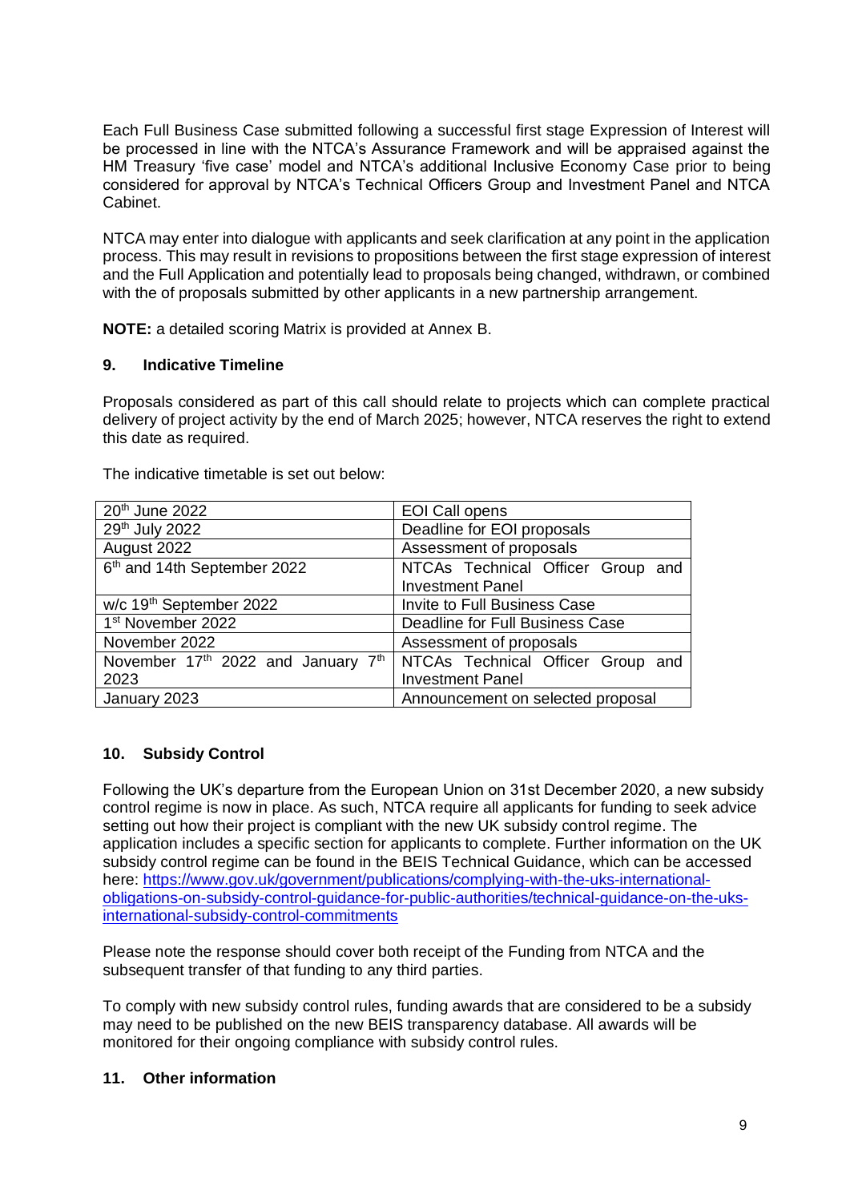Each Full Business Case submitted following a successful first stage Expression of Interest will be processed in line with the NTCA's Assurance Framework and will be appraised against the HM Treasury 'five case' model and NTCA's additional Inclusive Economy Case prior to being considered for approval by NTCA's Technical Officers Group and Investment Panel and NTCA Cabinet.

NTCA may enter into dialogue with applicants and seek clarification at any point in the application process. This may result in revisions to propositions between the first stage expression of interest and the Full Application and potentially lead to proposals being changed, withdrawn, or combined with the of proposals submitted by other applicants in a new partnership arrangement.

**NOTE:** a detailed scoring Matrix is provided at Annex B.

## 9. Indicative Timeline

Proposals considered as part of this call should relate to projects which can complete practical delivery of project activity by the end of March 2025; however, NTCA reserves the right to extend this date as required.

The indicative timetable is set out below:

| | |
|---|---|
| 20th June 2022 | EOI Call opens |
| 29th July 2022 | Deadline for EOI proposals |
| August 2022 | Assessment of proposals |
| 6th and 14th September 2022 | NTCAs Technical Officer Group and Investment Panel |
| w/c 19th September 2022 | Invite to Full Business Case |
| 1st November 2022 | Deadline for Full Business Case |
| November 2022 | Assessment of proposals |
| November 17th 2022 and January 7th 2023 | NTCAs Technical Officer Group and Investment Panel |
| January 2023 | Announcement on selected proposal |

## 10. Subsidy Control

Following the UK's departure from the European Union on 31st December 2020, a new subsidy control regime is now in place. As such, NTCA require all applicants for funding to seek advice setting out how their project is compliant with the new UK subsidy control regime. The application includes a specific section for applicants to complete. Further information on the UK subsidy control regime can be found in the BEIS Technical Guidance, which can be accessed here: https://www.gov.uk/government/publications/complying-with-the-uks-international-obligations-on-subsidy-control-guidance-for-public-authorities/technical-guidance-on-the-uks-international-subsidy-control-commitments

Please note the response should cover both receipt of the Funding from NTCA and the subsequent transfer of that funding to any third parties.

To comply with new subsidy control rules, funding awards that are considered to be a subsidy may need to be published on the new BEIS transparency database. All awards will be monitored for their ongoing compliance with subsidy control rules.

## 11. Other information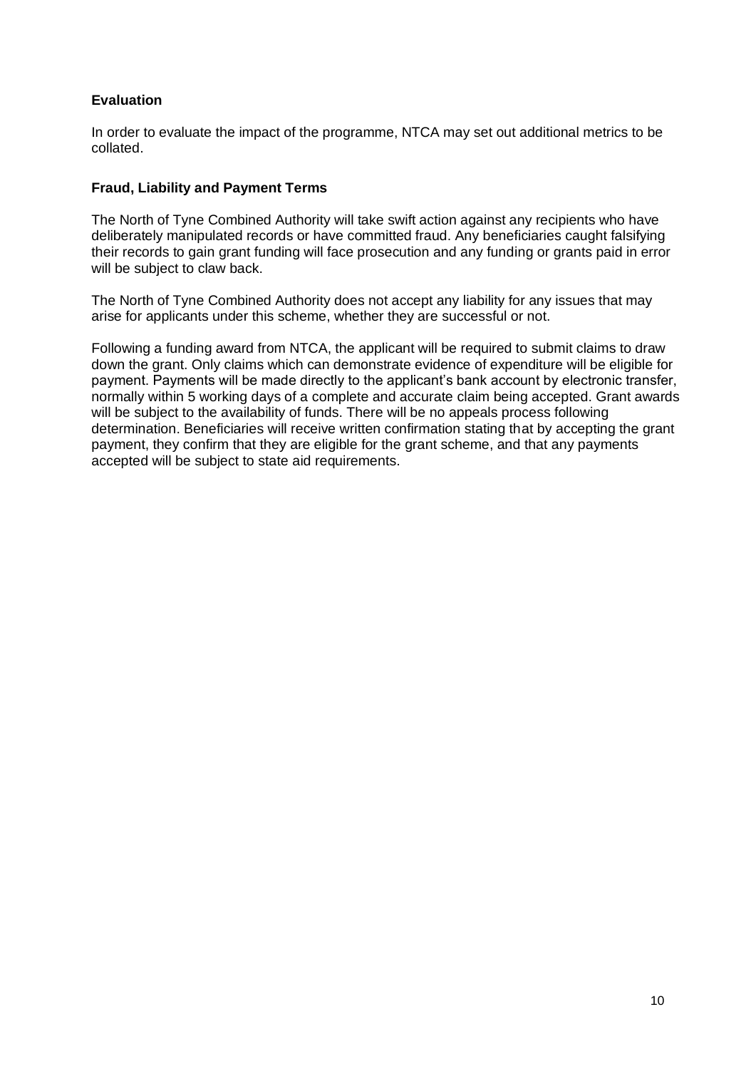**Evaluation**

In order to evaluate the impact of the programme, NTCA may set out additional metrics to be collated.

**Fraud, Liability and Payment Terms**

The North of Tyne Combined Authority will take swift action against any recipients who have deliberately manipulated records or have committed fraud. Any beneficiaries caught falsifying their records to gain grant funding will face prosecution and any funding or grants paid in error will be subject to claw back.

The North of Tyne Combined Authority does not accept any liability for any issues that may arise for applicants under this scheme, whether they are successful or not.

Following a funding award from NTCA, the applicant will be required to submit claims to draw down the grant. Only claims which can demonstrate evidence of expenditure will be eligible for payment. Payments will be made directly to the applicant's bank account by electronic transfer, normally within 5 working days of a complete and accurate claim being accepted. Grant awards will be subject to the availability of funds. There will be no appeals process following determination. Beneficiaries will receive written confirmation stating that by accepting the grant payment, they confirm that they are eligible for the grant scheme, and that any payments accepted will be subject to state aid requirements.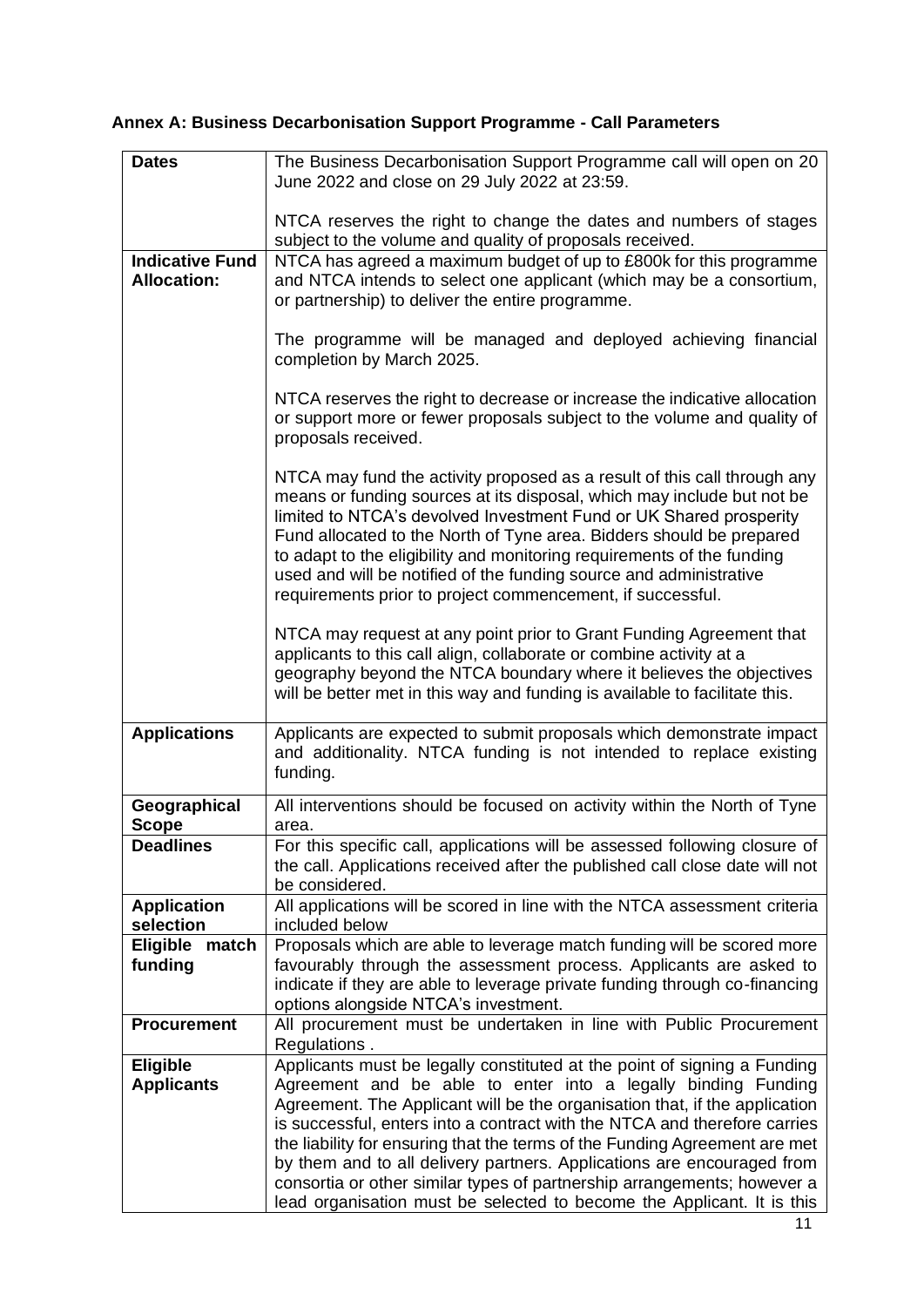**Annex A: Business Decarbonisation Support Programme - Call Parameters**

| | |
|---|---|
| **Dates** | The Business Decarbonisation Support Programme call will open on 20 June 2022 and close on 29 July 2022 at 23:59.<br><br>NTCA reserves the right to change the dates and numbers of stages subject to the volume and quality of proposals received. |
| **Indicative Fund Allocation:** | NTCA has agreed a maximum budget of up to £800k for this programme and NTCA intends to select one applicant (which may be a consortium, or partnership) to deliver the entire programme.<br><br>The programme will be managed and deployed achieving financial completion by March 2025.<br><br>NTCA reserves the right to decrease or increase the indicative allocation or support more or fewer proposals subject to the volume and quality of proposals received.<br><br>NTCA may fund the activity proposed as a result of this call through any means or funding sources at its disposal, which may include but not be limited to NTCA's devolved Investment Fund or UK Shared prosperity Fund allocated to the North of Tyne area. Bidders should be prepared to adapt to the eligibility and monitoring requirements of the funding used and will be notified of the funding source and administrative requirements prior to project commencement, if successful.<br><br>NTCA may request at any point prior to Grant Funding Agreement that applicants to this call align, collaborate or combine activity at a geography beyond the NTCA boundary where it believes the objectives will be better met in this way and funding is available to facilitate this. |
| **Applications** | Applicants are expected to submit proposals which demonstrate impact and additionality. NTCA funding is not intended to replace existing funding. |
| **Geographical Scope** | All interventions should be focused on activity within the North of Tyne area. |
| **Deadlines** | For this specific call, applications will be assessed following closure of the call. Applications received after the published call close date will not be considered. |
| **Application selection** | All applications will be scored in line with the NTCA assessment criteria included below |
| **Eligible match funding** | Proposals which are able to leverage match funding will be scored more favourably through the assessment process. Applicants are asked to indicate if they are able to leverage private funding through co-financing options alongside NTCA's investment. |
| **Procurement** | All procurement must be undertaken in line with Public Procurement Regulations . |
| **Eligible Applicants** | Applicants must be legally constituted at the point of signing a Funding Agreement and be able to enter into a legally binding Funding Agreement. The Applicant will be the organisation that, if the application is successful, enters into a contract with the NTCA and therefore carries the liability for ensuring that the terms of the Funding Agreement are met by them and to all delivery partners. Applications are encouraged from consortia or other similar types of partnership arrangements; however a lead organisation must be selected to become the Applicant. It is this |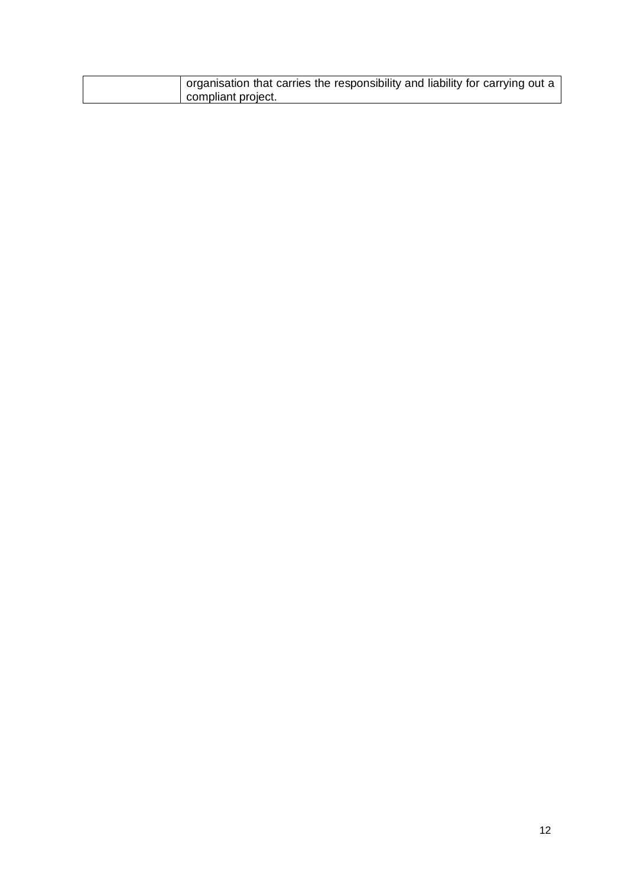| | |
|---|---|
| | organisation that carries the responsibility and liability for carrying out a compliant project. |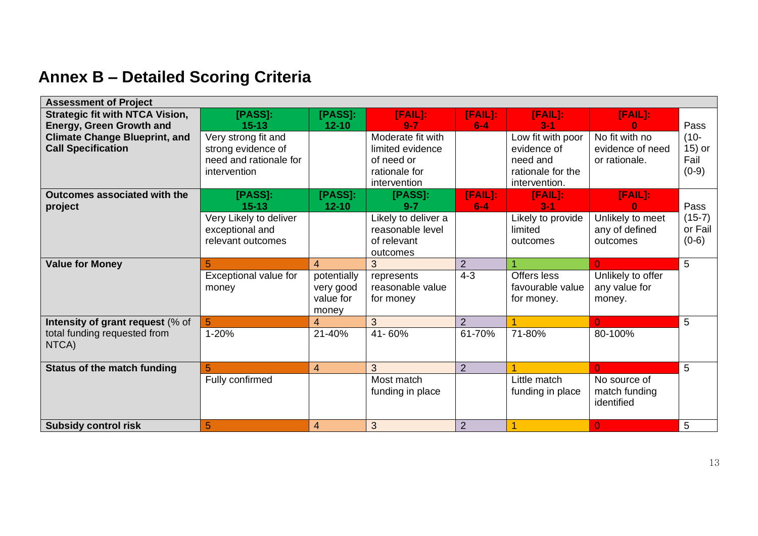## Annex B – Detailed Scoring Criteria

| Assessment of Project | | | | | | | |
|---|---|---|---|---|---|---|---|
| **Strategic fit with NTCA Vision, Energy, Green Growth and Climate Change Blueprint, and Call Specification** | **[PASS]: 15-13** Very strong fit and strong evidence of need and rationale for intervention | **[PASS]: 12-10** | **[FAIL]: 9-7** Moderate fit with limited evidence of need or rationale for intervention | **[FAIL]: 6-4** | **[FAIL]: 3-1** Low fit with poor evidence of need and rationale for the intervention. | **[FAIL]: 0** No fit with no evidence of need or rationale. | Pass (10-15) or Fail (0-9) |
| **Outcomes associated with the project** | **[PASS]: 15-13** Very Likely to deliver exceptional and relevant outcomes | **[PASS]: 12-10** | **[PASS]: 9-7** Likely to deliver a reasonable level of relevant outcomes | **[FAIL]: 6-4** | **[FAIL]: 3-1** Likely to provide limited outcomes | **[FAIL]: 0** Unlikely to meet any of defined outcomes | Pass (15-7) or Fail (0-6) |
| **Value for Money** | 5<br>Exceptional value for money | 4<br>potentially very good value for money | 3<br>represents reasonable value for money | 2<br>4-3 | 1<br>Offers less favourable value for money. | 0<br>Unlikely to offer any value for money. | 5 |
| **Intensity of grant request** (% of total funding requested from NTCA) | 5<br>1-20% | 4<br>21-40% | 3<br>41- 60% | 2<br>61-70% | 1<br>71-80% | 0<br>80-100% | 5 |
| **Status of the match funding** | 5<br>Fully confirmed | 4 | 3<br>Most match funding in place | 2 | 1<br>Little match funding in place | 0<br>No source of match funding identified | 5 |
| **Subsidy control risk** | 5 | 4 | 3 | 2 | 1 | 0 | 5 |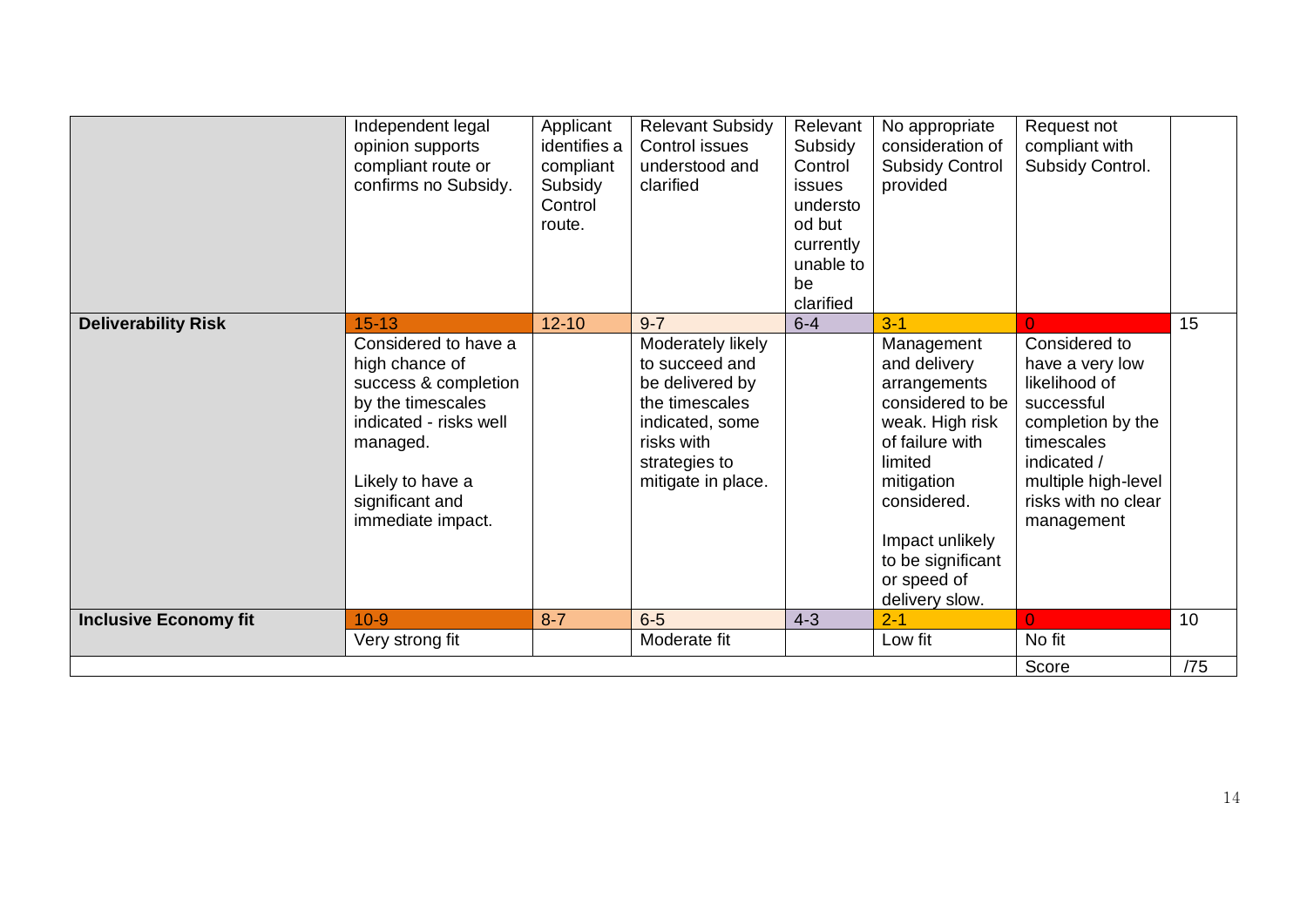| | | | | | | | |
|---|---|---|---|---|---|---|---|
| | Independent legal opinion supports compliant route or confirms no Subsidy. | Applicant identifies a compliant Subsidy Control route. | Relevant Subsidy Control issues understood and clarified | Relevant Subsidy Control issues understood but currently unable to be clarified | No appropriate consideration of Subsidy Control provided | Request not compliant with Subsidy Control. | |
| **Deliverability Risk** | 15-13 | 12-10 | 9-7 | 6-4 | 3-1 | 0 | 15 |
| | Considered to have a high chance of success & completion by the timescales indicated - risks well managed.<br><br>Likely to have a significant and immediate impact. | | Moderately likely to succeed and be delivered by the timescales indicated, some risks with strategies to mitigate in place. | | Management and delivery arrangements considered to be weak. High risk of failure with limited mitigation considered.<br><br>Impact unlikely to be significant or speed of delivery slow. | Considered to have a very low likelihood of successful completion by the timescales indicated / multiple high-level risks with no clear management | |
| **Inclusive Economy fit** | 10-9 | 8-7 | 6-5 | 4-3 | 2-1 | 0 | 10 |
| | Very strong fit | | Moderate fit | | Low fit | No fit | |
| | | | | | | Score | /75 |